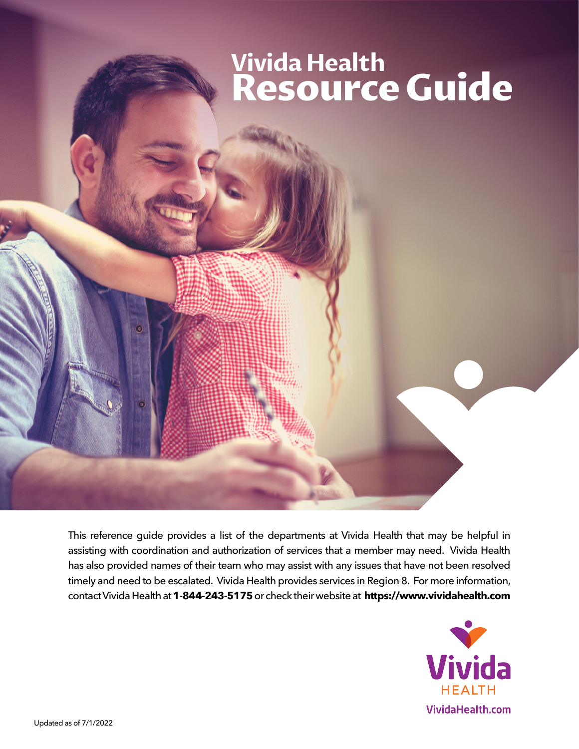# Vivida Health Resource Guide

This reference guide provides a list of the departments at Vivida Health that may be helpful in assisting with coordination and authorization of services that a member may need. Vivida Health has also provided names of their team who may assist with any issues that have not been resolved timely and need to be escalated. Vivida Health provides services in Region 8. For more information, contact Vivida Health at **1-844-243-5175** or check their website at **https://www.vividahealth.com**

Vivida HEALTH

VividaHealth.com

Updated as of 7/1/2022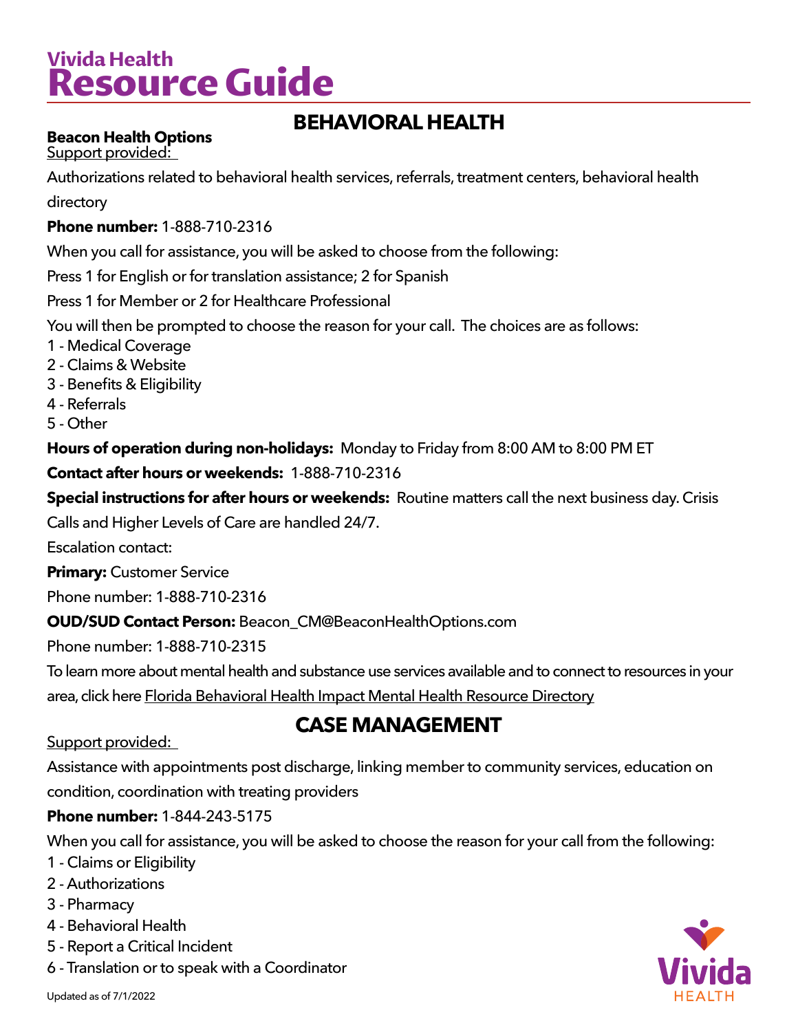# Vivida Health Resource Guide

## BEHAVIORAL HEALTH

**Beacon Health Options**

Support provided:

Authorizations related to behavioral health services, referrals, treatment centers, behavioral health directory

**Phone number:** 1-888-710-2316

When you call for assistance, you will be asked to choose from the following:

Press 1 for English or for translation assistance; 2 for Spanish

Press 1 for Member or 2 for Healthcare Professional

You will then be prompted to choose the reason for your call. The choices are as follows:

1 - Medical Coverage
2 - Claims & Website
3 - Benefits & Eligibility
4 - Referrals
5 - Other

**Hours of operation during non-holidays:** Monday to Friday from 8:00 AM to 8:00 PM ET

**Contact after hours or weekends:** 1-888-710-2316

**Special instructions for after hours or weekends:** Routine matters call the next business day. Crisis Calls and Higher Levels of Care are handled 24/7.

Escalation contact:

**Primary:** Customer Service

Phone number: 1-888-710-2316

**OUD/SUD Contact Person:** Beacon_CM@BeaconHealthOptions.com

Phone number: 1-888-710-2315

To learn more about mental health and substance use services available and to connect to resources in your area, click here Florida Behavioral Health Impact Mental Health Resource Directory

## CASE MANAGEMENT

Support provided:

Assistance with appointments post discharge, linking member to community services, education on condition, coordination with treating providers

**Phone number:** 1-844-243-5175

When you call for assistance, you will be asked to choose the reason for your call from the following:

1 - Claims or Eligibility
2 - Authorizations
3 - Pharmacy
4 - Behavioral Health
5 - Report a Critical Incident
6 - Translation or to speak with a Coordinator

Updated as of 7/1/2022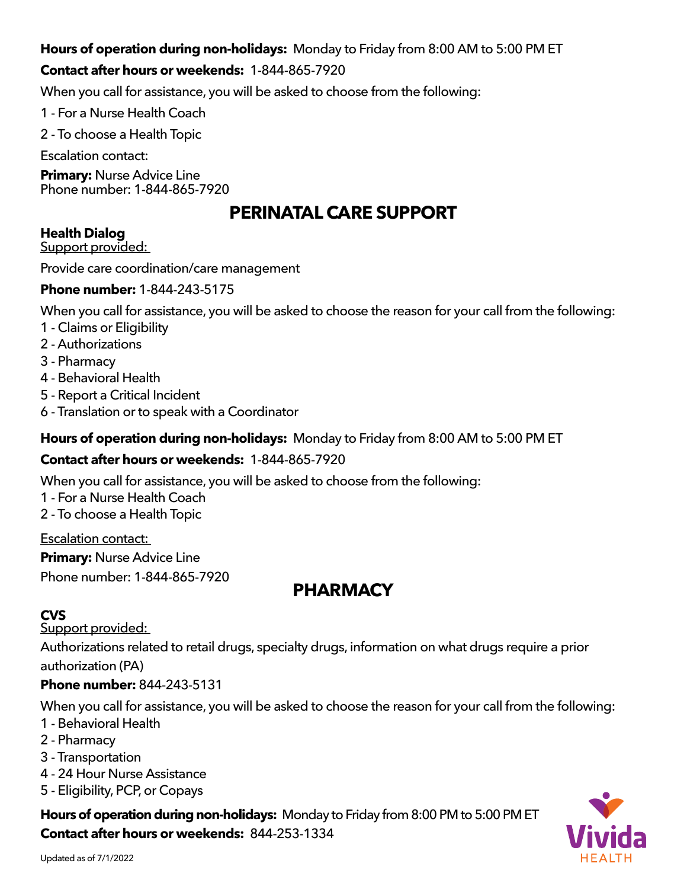**Hours of operation during non-holidays:** Monday to Friday from 8:00 AM to 5:00 PM ET

**Contact after hours or weekends:** 1-844-865-7920

When you call for assistance, you will be asked to choose from the following:

1 - For a Nurse Health Coach

2 - To choose a Health Topic

Escalation contact:

**Primary:** Nurse Advice Line
Phone number: 1-844-865-7920

## PERINATAL CARE SUPPORT

**Health Dialog**
Support provided:

Provide care coordination/care management

**Phone number:** 1-844-243-5175

When you call for assistance, you will be asked to choose the reason for your call from the following:
1 - Claims or Eligibility
2 - Authorizations
3 - Pharmacy
4 - Behavioral Health
5 - Report a Critical Incident
6 - Translation or to speak with a Coordinator

**Hours of operation during non-holidays:** Monday to Friday from 8:00 AM to 5:00 PM ET

**Contact after hours or weekends:** 1-844-865-7920

When you call for assistance, you will be asked to choose from the following:
1 - For a Nurse Health Coach
2 - To choose a Health Topic

Escalation contact:

**Primary:** Nurse Advice Line

Phone number: 1-844-865-7920

## PHARMACY

**CVS**
Support provided:

Authorizations related to retail drugs, specialty drugs, information on what drugs require a prior authorization (PA)

**Phone number:** 844-243-5131

When you call for assistance, you will be asked to choose the reason for your call from the following:
1 - Behavioral Health
2 - Pharmacy
3 - Transportation
4 - 24 Hour Nurse Assistance
5 - Eligibility, PCP, or Copays

**Hours of operation during non-holidays:** Monday to Friday from 8:00 PM to 5:00 PM ET
**Contact after hours or weekends:** 844-253-1334

Updated as of 7/1/2022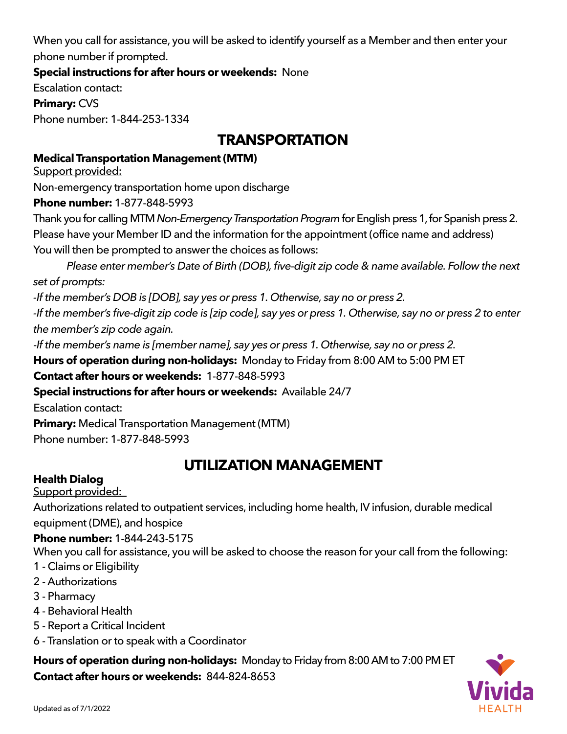When you call for assistance, you will be asked to identify yourself as a Member and then enter your phone number if prompted.

**Special instructions for after hours or weekends:** None

Escalation contact:

**Primary:** CVS

Phone number: 1-844-253-1334

## TRANSPORTATION

**Medical Transportation Management (MTM)**

Support provided:

Non-emergency transportation home upon discharge

**Phone number:** 1-877-848-5993

Thank you for calling MTM *Non-Emergency Transportation Program* for English press 1, for Spanish press 2. Please have your Member ID and the information for the appointment (office name and address) You will then be prompted to answer the choices as follows:

*Please enter member's Date of Birth (DOB), five-digit zip code & name available. Follow the next set of prompts:*

*-If the member's DOB is [DOB], say yes or press 1. Otherwise, say no or press 2.*

*-If the member's five-digit zip code is [zip code], say yes or press 1. Otherwise, say no or press 2 to enter the member's zip code again.*

*-If the member's name is [member name], say yes or press 1. Otherwise, say no or press 2.*

**Hours of operation during non-holidays:** Monday to Friday from 8:00 AM to 5:00 PM ET

**Contact after hours or weekends:** 1-877-848-5993

**Special instructions for after hours or weekends:** Available 24/7

Escalation contact:

**Primary:** Medical Transportation Management (MTM)

Phone number: 1-877-848-5993

## UTILIZATION MANAGEMENT

**Health Dialog**

Support provided:

Authorizations related to outpatient services, including home health, IV infusion, durable medical equipment (DME), and hospice

**Phone number:** 1-844-243-5175

When you call for assistance, you will be asked to choose the reason for your call from the following:

1 - Claims or Eligibility
2 - Authorizations
3 - Pharmacy
4 - Behavioral Health
5 - Report a Critical Incident
6 - Translation or to speak with a Coordinator

**Hours of operation during non-holidays:** Monday to Friday from 8:00 AM to 7:00 PM ET

**Contact after hours or weekends:** 844-824-8653

Updated as of 7/1/2022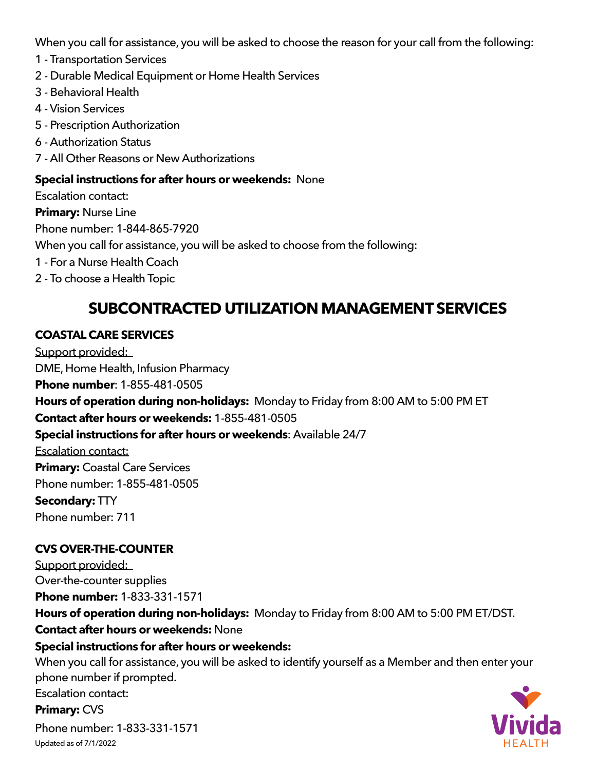When you call for assistance, you will be asked to choose the reason for your call from the following:

1 - Transportation Services
2 - Durable Medical Equipment or Home Health Services
3 - Behavioral Health
4 - Vision Services
5 - Prescription Authorization
6 - Authorization Status
7 - All Other Reasons or New Authorizations

**Special instructions for after hours or weekends:** None

Escalation contact:

**Primary:** Nurse Line

Phone number: 1-844-865-7920

When you call for assistance, you will be asked to choose from the following:

1 - For a Nurse Health Coach
2 - To choose a Health Topic

## SUBCONTRACTED UTILIZATION MANAGEMENT SERVICES

### COASTAL CARE SERVICES

Support provided:

DME, Home Health, Infusion Pharmacy

**Phone number**: 1-855-481-0505

**Hours of operation during non-holidays:** Monday to Friday from 8:00 AM to 5:00 PM ET

**Contact after hours or weekends:** 1-855-481-0505

**Special instructions for after hours or weekends**: Available 24/7

Escalation contact:

**Primary:** Coastal Care Services

Phone number: 1-855-481-0505

**Secondary:** TTY

Phone number: 711

### CVS OVER-THE-COUNTER

Support provided:

Over-the-counter supplies

**Phone number:** 1-833-331-1571

**Hours of operation during non-holidays:** Monday to Friday from 8:00 AM to 5:00 PM ET/DST.

**Contact after hours or weekends:** None

**Special instructions for after hours or weekends:**

When you call for assistance, you will be asked to identify yourself as a Member and then enter your phone number if prompted.

Escalation contact:

**Primary:** CVS

Phone number: 1-833-331-1571

Updated as of 7/1/2022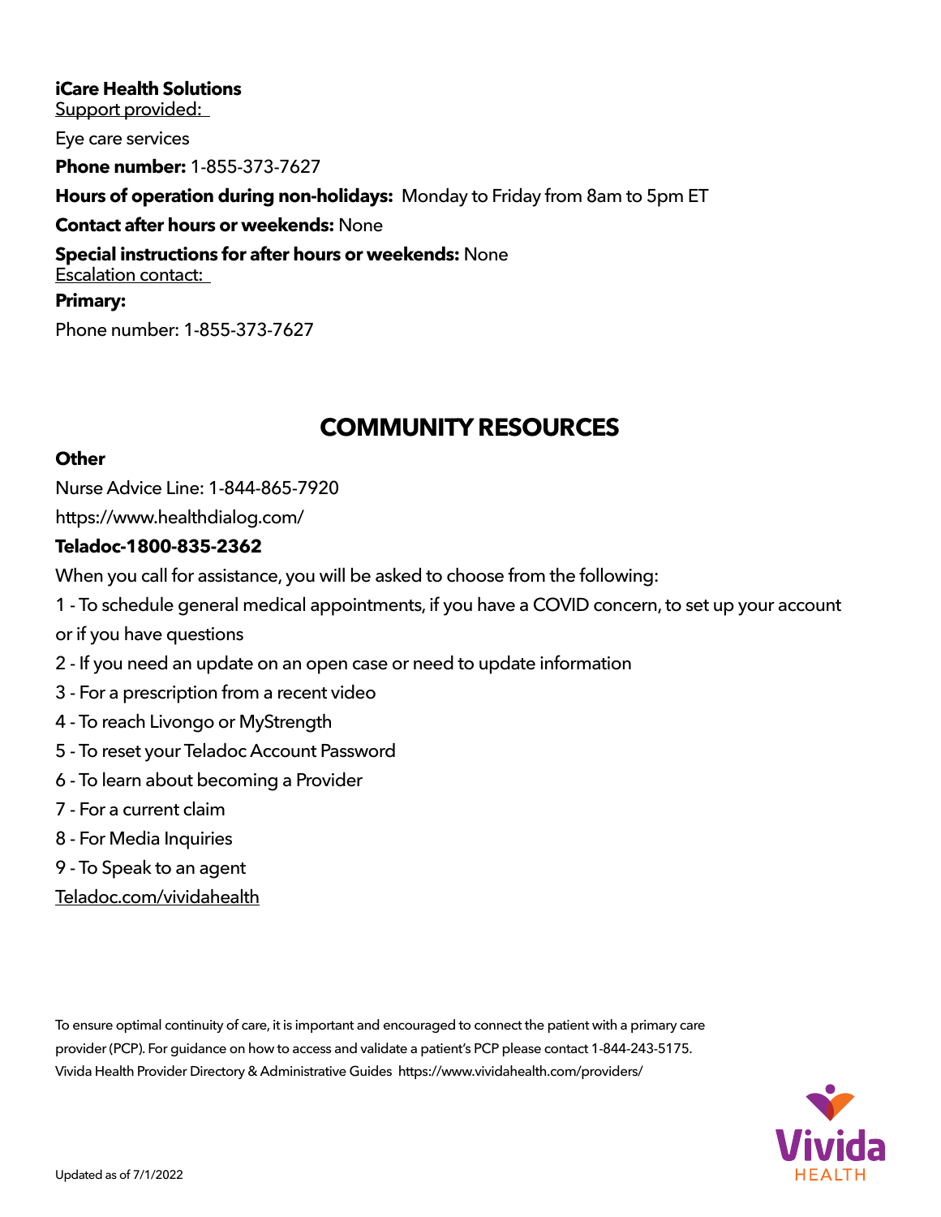**iCare Health Solutions**

Support provided:

Eye care services

**Phone number:** 1-855-373-7627

**Hours of operation during non-holidays:** Monday to Friday from 8am to 5pm ET

**Contact after hours or weekends:** None

**Special instructions for after hours or weekends:** None

Escalation contact:

**Primary:**

Phone number: 1-855-373-7627

## COMMUNITY RESOURCES

**Other**

Nurse Advice Line: 1-844-865-7920

https://www.healthdialog.com/

**Teladoc-1800-835-2362**

When you call for assistance, you will be asked to choose from the following:

1 - To schedule general medical appointments, if you have a COVID concern, to set up your account or if you have questions

2 - If you need an update on an open case or need to update information

3 - For a prescription from a recent video

4 - To reach Livongo or MyStrength

5 - To reset your Teladoc Account Password

6 - To learn about becoming a Provider

7 - For a current claim

8 - For Media Inquiries

9 - To Speak to an agent

Teladoc.com/vividahealth

To ensure optimal continuity of care, it is important and encouraged to connect the patient with a primary care provider (PCP). For guidance on how to access and validate a patient's PCP please contact 1-844-243-5175.
Vivida Health Provider Directory & Administrative Guides https://www.vividahealth.com/providers/

Updated as of 7/1/2022

Vivida HEALTH